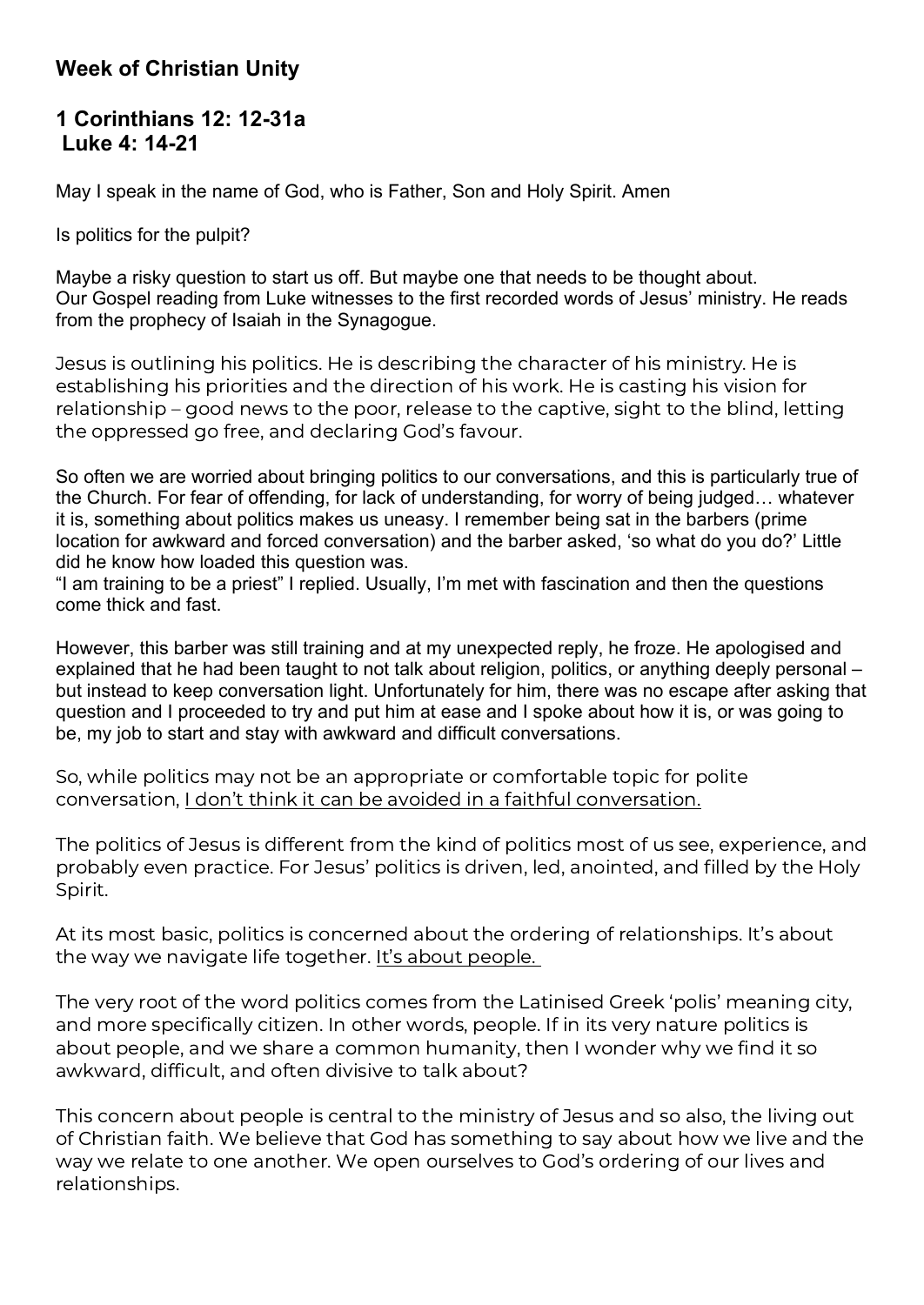**Week of Christian Unity**

**1 Corinthians 12: 12-31a**
**Luke 4: 14-21**

May I speak in the name of God, who is Father, Son and Holy Spirit. Amen

Is politics for the pulpit?

Maybe a risky question to start us off. But maybe one that needs to be thought about.
Our Gospel reading from Luke witnesses to the first recorded words of Jesus' ministry. He reads from the prophecy of Isaiah in the Synagogue.

Jesus is outlining his politics. He is describing the character of his ministry. He is establishing his priorities and the direction of his work. He is casting his vision for relationship – good news to the poor, release to the captive, sight to the blind, letting the oppressed go free, and declaring God's favour.

So often we are worried about bringing politics to our conversations, and this is particularly true of the Church. For fear of offending, for lack of understanding, for worry of being judged… whatever it is, something about politics makes us uneasy. I remember being sat in the barbers (prime location for awkward and forced conversation) and the barber asked, 'so what do you do?' Little did he know how loaded this question was.
"I am training to be a priest" I replied. Usually, I'm met with fascination and then the questions come thick and fast.

However, this barber was still training and at my unexpected reply, he froze. He apologised and explained that he had been taught to not talk about religion, politics, or anything deeply personal – but instead to keep conversation light. Unfortunately for him, there was no escape after asking that question and I proceeded to try and put him at ease and I spoke about how it is, or was going to be, my job to start and stay with awkward and difficult conversations.

So, while politics may not be an appropriate or comfortable topic for polite conversation, <u>I don't think it can be avoided in a faithful conversation.</u>

The politics of Jesus is different from the kind of politics most of us see, experience, and probably even practice. For Jesus' politics is driven, led, anointed, and filled by the Holy Spirit.

At its most basic, politics is concerned about the ordering of relationships. It's about the way we navigate life together. <u>It's about people.</u>

The very root of the word politics comes from the Latinised Greek 'polis' meaning city, and more specifically citizen. In other words, people. If in its very nature politics is about people, and we share a common humanity, then I wonder why we find it so awkward, difficult, and often divisive to talk about?

This concern about people is central to the ministry of Jesus and so also, the living out of Christian faith. We believe that God has something to say about how we live and the way we relate to one another. We open ourselves to God's ordering of our lives and relationships.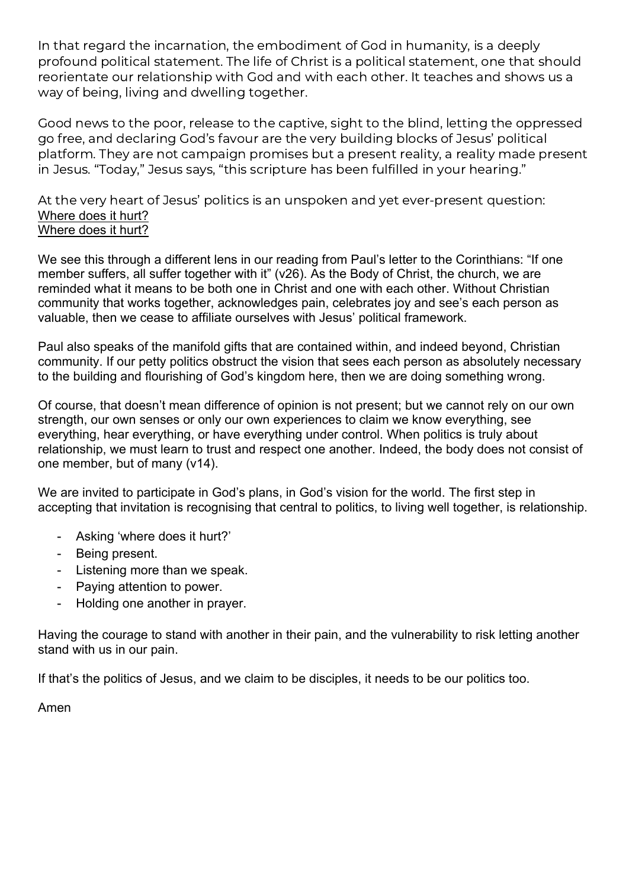In that regard the incarnation, the embodiment of God in humanity, is a deeply profound political statement. The life of Christ is a political statement, one that should reorientate our relationship with God and with each other. It teaches and shows us a way of being, living and dwelling together.

Good news to the poor, release to the captive, sight to the blind, letting the oppressed go free, and declaring God's favour are the very building blocks of Jesus' political platform. They are not campaign promises but a present reality, a reality made present in Jesus. "Today," Jesus says, "this scripture has been fulfilled in your hearing."

At the very heart of Jesus' politics is an unspoken and yet ever-present question:
<u>Where does it hurt?</u>
<u>Where does it hurt?</u>

We see this through a different lens in our reading from Paul's letter to the Corinthians: "If one member suffers, all suffer together with it" (v26). As the Body of Christ, the church, we are reminded what it means to be both one in Christ and one with each other. Without Christian community that works together, acknowledges pain, celebrates joy and see's each person as valuable, then we cease to affiliate ourselves with Jesus' political framework.

Paul also speaks of the manifold gifts that are contained within, and indeed beyond, Christian community. If our petty politics obstruct the vision that sees each person as absolutely necessary to the building and flourishing of God's kingdom here, then we are doing something wrong.

Of course, that doesn't mean difference of opinion is not present; but we cannot rely on our own strength, our own senses or only our own experiences to claim we know everything, see everything, hear everything, or have everything under control. When politics is truly about relationship, we must learn to trust and respect one another. Indeed, the body does not consist of one member, but of many (v14).

We are invited to participate in God's plans, in God's vision for the world. The first step in accepting that invitation is recognising that central to politics, to living well together, is relationship.

- Asking 'where does it hurt?'
- Being present.
- Listening more than we speak.
- Paying attention to power.
- Holding one another in prayer.

Having the courage to stand with another in their pain, and the vulnerability to risk letting another stand with us in our pain.

If that's the politics of Jesus, and we claim to be disciples, it needs to be our politics too.

Amen